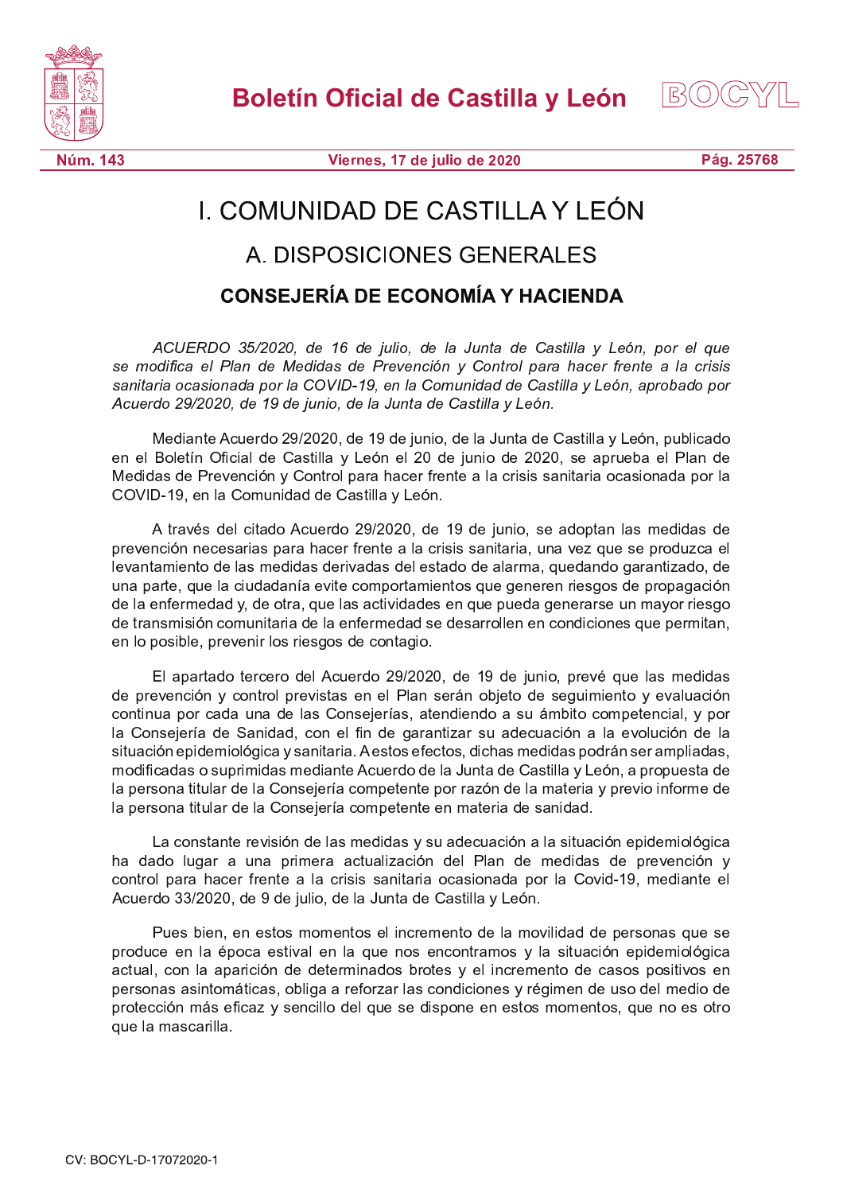# I. COMUNIDAD DE CASTILLA Y LEÓN

## A. DISPOSICIONES GENERALES

### CONSEJERÍA DE ECONOMÍA Y HACIENDA

*ACUERDO 35/2020, de 16 de julio, de la Junta de Castilla y León, por el que se modifica el Plan de Medidas de Prevención y Control para hacer frente a la crisis sanitaria ocasionada por la COVID-19, en la Comunidad de Castilla y León, aprobado por Acuerdo 29/2020, de 19 de junio, de la Junta de Castilla y León.*

Mediante Acuerdo 29/2020, de 19 de junio, de la Junta de Castilla y León, publicado en el Boletín Oficial de Castilla y León el 20 de junio de 2020, se aprueba el Plan de Medidas de Prevención y Control para hacer frente a la crisis sanitaria ocasionada por la COVID-19, en la Comunidad de Castilla y León.

A través del citado Acuerdo 29/2020, de 19 de junio, se adoptan las medidas de prevención necesarias para hacer frente a la crisis sanitaria, una vez que se produzca el levantamiento de las medidas derivadas del estado de alarma, quedando garantizado, de una parte, que la ciudadanía evite comportamientos que generen riesgos de propagación de la enfermedad y, de otra, que las actividades en que pueda generarse un mayor riesgo de transmisión comunitaria de la enfermedad se desarrollen en condiciones que permitan, en lo posible, prevenir los riesgos de contagio.

El apartado tercero del Acuerdo 29/2020, de 19 de junio, prevé que las medidas de prevención y control previstas en el Plan serán objeto de seguimiento y evaluación continua por cada una de las Consejerías, atendiendo a su ámbito competencial, y por la Consejería de Sanidad, con el fin de garantizar su adecuación a la evolución de la situación epidemiológica y sanitaria. A estos efectos, dichas medidas podrán ser ampliadas, modificadas o suprimidas mediante Acuerdo de la Junta de Castilla y León, a propuesta de la persona titular de la Consejería competente por razón de la materia y previo informe de la persona titular de la Consejería competente en materia de sanidad.

La constante revisión de las medidas y su adecuación a la situación epidemiológica ha dado lugar a una primera actualización del Plan de medidas de prevención y control para hacer frente a la crisis sanitaria ocasionada por la Covid-19, mediante el Acuerdo 33/2020, de 9 de julio, de la Junta de Castilla y León.

Pues bien, en estos momentos el incremento de la movilidad de personas que se produce en la época estival en la que nos encontramos y la situación epidemiológica actual, con la aparición de determinados brotes y el incremento de casos positivos en personas asintomáticas, obliga a reforzar las condiciones y régimen de uso del medio de protección más eficaz y sencillo del que se dispone en estos momentos, que no es otro que la mascarilla.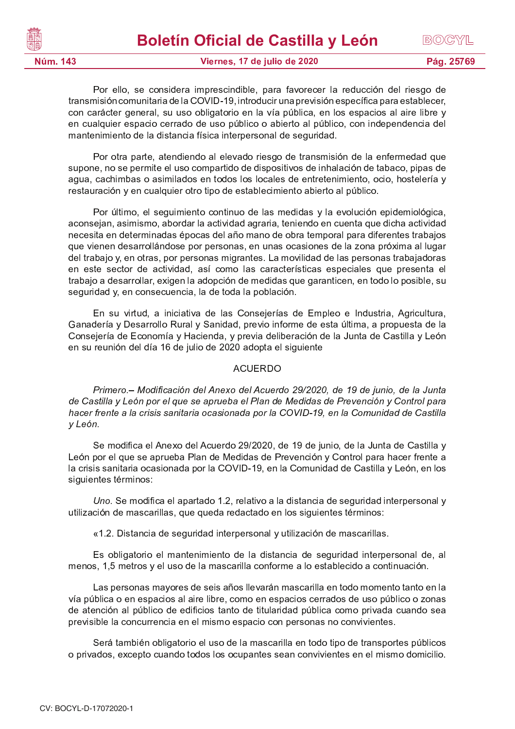Por ello, se considera imprescindible, para favorecer la reducción del riesgo de transmisión comunitaria de la COVID-19, introducir una previsión específica para establecer, con carácter general, su uso obligatorio en la vía pública, en los espacios al aire libre y en cualquier espacio cerrado de uso público o abierto al público, con independencia del mantenimiento de la distancia física interpersonal de seguridad.

Por otra parte, atendiendo al elevado riesgo de transmisión de la enfermedad que supone, no se permite el uso compartido de dispositivos de inhalación de tabaco, pipas de agua, cachimbas o asimilados en todos los locales de entretenimiento, ocio, hostelería y restauración y en cualquier otro tipo de establecimiento abierto al público.

Por último, el seguimiento continuo de las medidas y la evolución epidemiológica, aconsejan, asimismo, abordar la actividad agraria, teniendo en cuenta que dicha actividad necesita en determinadas épocas del año mano de obra temporal para diferentes trabajos que vienen desarrollándose por personas, en unas ocasiones de la zona próxima al lugar del trabajo y, en otras, por personas migrantes. La movilidad de las personas trabajadoras en este sector de actividad, así como las características especiales que presenta el trabajo a desarrollar, exigen la adopción de medidas que garanticen, en todo lo posible, su seguridad y, en consecuencia, la de toda la población.

En su virtud, a iniciativa de las Consejerías de Empleo e Industria, Agricultura, Ganadería y Desarrollo Rural y Sanidad, previo informe de esta última, a propuesta de la Consejería de Economía y Hacienda, y previa deliberación de la Junta de Castilla y León en su reunión del día 16 de julio de 2020 adopta el siguiente

ACUERDO

*Primero.– Modificación del Anexo del Acuerdo 29/2020, de 19 de junio, de la Junta de Castilla y León por el que se aprueba el Plan de Medidas de Prevención y Control para hacer frente a la crisis sanitaria ocasionada por la COVID-19, en la Comunidad de Castilla y León.*

Se modifica el Anexo del Acuerdo 29/2020, de 19 de junio, de la Junta de Castilla y León por el que se aprueba Plan de Medidas de Prevención y Control para hacer frente a la crisis sanitaria ocasionada por la COVID-19, en la Comunidad de Castilla y León, en los siguientes términos:

*Uno.* Se modifica el apartado 1.2, relativo a la distancia de seguridad interpersonal y utilización de mascarillas, que queda redactado en los siguientes términos:

«1.2. Distancia de seguridad interpersonal y utilización de mascarillas.

Es obligatorio el mantenimiento de la distancia de seguridad interpersonal de, al menos, 1,5 metros y el uso de la mascarilla conforme a lo establecido a continuación.

Las personas mayores de seis años llevarán mascarilla en todo momento tanto en la vía pública o en espacios al aire libre, como en espacios cerrados de uso público o zonas de atención al público de edificios tanto de titularidad pública como privada cuando sea previsible la concurrencia en el mismo espacio con personas no convivientes.

Será también obligatorio el uso de la mascarilla en todo tipo de transportes públicos o privados, excepto cuando todos los ocupantes sean convivientes en el mismo domicilio.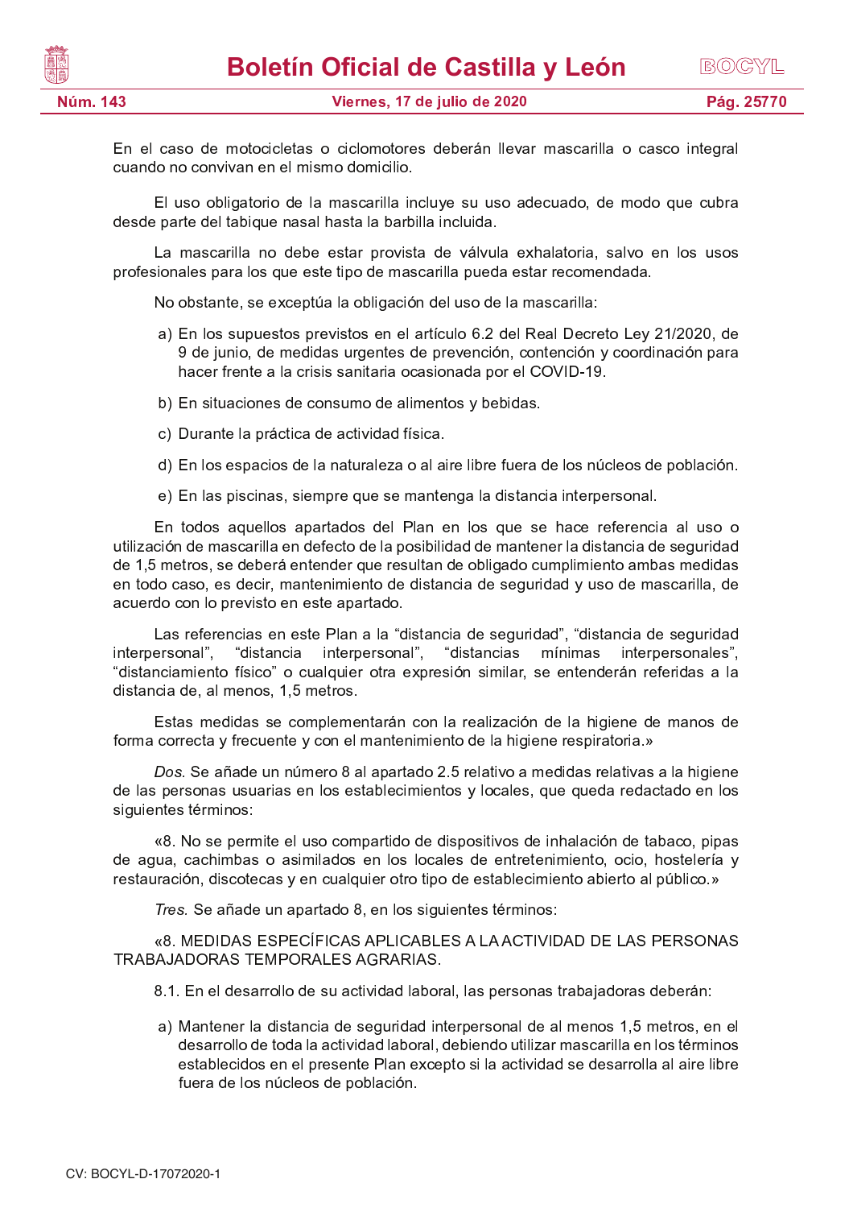En el caso de motocicletas o ciclomotores deberán llevar mascarilla o casco integral cuando no convivan en el mismo domicilio.

El uso obligatorio de la mascarilla incluye su uso adecuado, de modo que cubra desde parte del tabique nasal hasta la barbilla incluida.

La mascarilla no debe estar provista de válvula exhalatoria, salvo en los usos profesionales para los que este tipo de mascarilla pueda estar recomendada.

No obstante, se exceptúa la obligación del uso de la mascarilla:

a) En los supuestos previstos en el artículo 6.2 del Real Decreto Ley 21/2020, de 9 de junio, de medidas urgentes de prevención, contención y coordinación para hacer frente a la crisis sanitaria ocasionada por el COVID-19.

b) En situaciones de consumo de alimentos y bebidas.

c) Durante la práctica de actividad física.

d) En los espacios de la naturaleza o al aire libre fuera de los núcleos de población.

e) En las piscinas, siempre que se mantenga la distancia interpersonal.

En todos aquellos apartados del Plan en los que se hace referencia al uso o utilización de mascarilla en defecto de la posibilidad de mantener la distancia de seguridad de 1,5 metros, se deberá entender que resultan de obligado cumplimiento ambas medidas en todo caso, es decir, mantenimiento de distancia de seguridad y uso de mascarilla, de acuerdo con lo previsto en este apartado.

Las referencias en este Plan a la "distancia de seguridad", "distancia de seguridad interpersonal", "distancia interpersonal", "distancias mínimas interpersonales", "distanciamiento físico" o cualquier otra expresión similar, se entenderán referidas a la distancia de, al menos, 1,5 metros.

Estas medidas se complementarán con la realización de la higiene de manos de forma correcta y frecuente y con el mantenimiento de la higiene respiratoria.»

*Dos.* Se añade un número 8 al apartado 2.5 relativo a medidas relativas a la higiene de las personas usuarias en los establecimientos y locales, que queda redactado en los siguientes términos:

«8. No se permite el uso compartido de dispositivos de inhalación de tabaco, pipas de agua, cachimbas o asimilados en los locales de entretenimiento, ocio, hostelería y restauración, discotecas y en cualquier otro tipo de establecimiento abierto al público.»

*Tres.* Se añade un apartado 8, en los siguientes términos:

«8. MEDIDAS ESPECÍFICAS APLICABLES A LA ACTIVIDAD DE LAS PERSONAS TRABAJADORAS TEMPORALES AGRARIAS.

8.1. En el desarrollo de su actividad laboral, las personas trabajadoras deberán:

a) Mantener la distancia de seguridad interpersonal de al menos 1,5 metros, en el desarrollo de toda la actividad laboral, debiendo utilizar mascarilla en los términos establecidos en el presente Plan excepto si la actividad se desarrolla al aire libre fuera de los núcleos de población.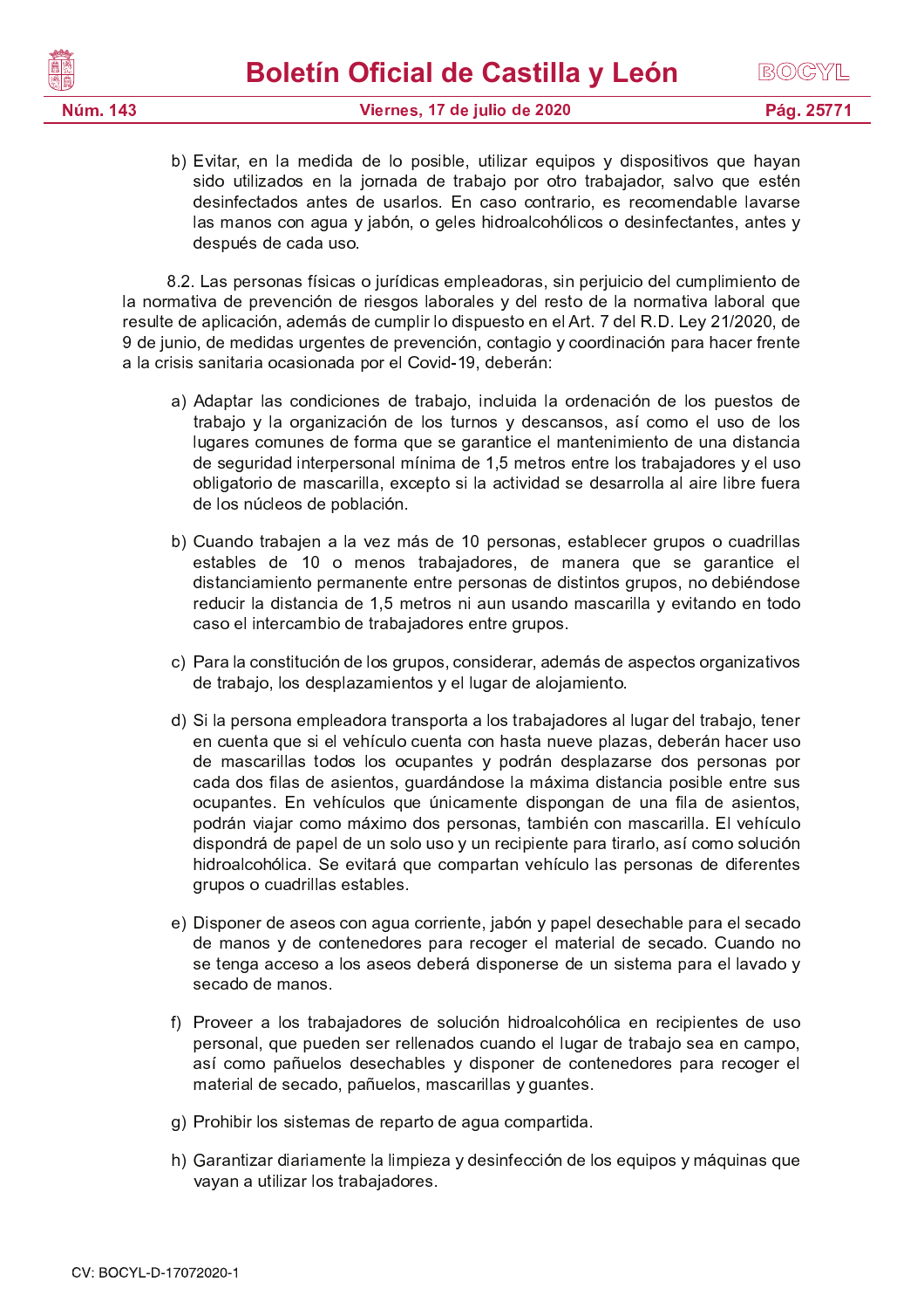b) Evitar, en la medida de lo posible, utilizar equipos y dispositivos que hayan sido utilizados en la jornada de trabajo por otro trabajador, salvo que estén desinfectados antes de usarlos. En caso contrario, es recomendable lavarse las manos con agua y jabón, o geles hidroalcohólicos o desinfectantes, antes y después de cada uso.

8.2. Las personas físicas o jurídicas empleadoras, sin perjuicio del cumplimiento de la normativa de prevención de riesgos laborales y del resto de la normativa laboral que resulte de aplicación, además de cumplir lo dispuesto en el Art. 7 del R.D. Ley 21/2020, de 9 de junio, de medidas urgentes de prevención, contagio y coordinación para hacer frente a la crisis sanitaria ocasionada por el Covid-19, deberán:

a) Adaptar las condiciones de trabajo, incluida la ordenación de los puestos de trabajo y la organización de los turnos y descansos, así como el uso de los lugares comunes de forma que se garantice el mantenimiento de una distancia de seguridad interpersonal mínima de 1,5 metros entre los trabajadores y el uso obligatorio de mascarilla, excepto si la actividad se desarrolla al aire libre fuera de los núcleos de población.

b) Cuando trabajen a la vez más de 10 personas, establecer grupos o cuadrillas estables de 10 o menos trabajadores, de manera que se garantice el distanciamiento permanente entre personas de distintos grupos, no debiéndose reducir la distancia de 1,5 metros ni aun usando mascarilla y evitando en todo caso el intercambio de trabajadores entre grupos.

c) Para la constitución de los grupos, considerar, además de aspectos organizativos de trabajo, los desplazamientos y el lugar de alojamiento.

d) Si la persona empleadora transporta a los trabajadores al lugar del trabajo, tener en cuenta que si el vehículo cuenta con hasta nueve plazas, deberán hacer uso de mascarillas todos los ocupantes y podrán desplazarse dos personas por cada dos filas de asientos, guardándose la máxima distancia posible entre sus ocupantes. En vehículos que únicamente dispongan de una fila de asientos, podrán viajar como máximo dos personas, también con mascarilla. El vehículo dispondrá de papel de un solo uso y un recipiente para tirarlo, así como solución hidroalcohólica. Se evitará que compartan vehículo las personas de diferentes grupos o cuadrillas estables.

e) Disponer de aseos con agua corriente, jabón y papel desechable para el secado de manos y de contenedores para recoger el material de secado. Cuando no se tenga acceso a los aseos deberá disponerse de un sistema para el lavado y secado de manos.

f) Proveer a los trabajadores de solución hidroalcohólica en recipientes de uso personal, que pueden ser rellenados cuando el lugar de trabajo sea en campo, así como pañuelos desechables y disponer de contenedores para recoger el material de secado, pañuelos, mascarillas y guantes.

g) Prohibir los sistemas de reparto de agua compartida.

h) Garantizar diariamente la limpieza y desinfección de los equipos y máquinas que vayan a utilizar los trabajadores.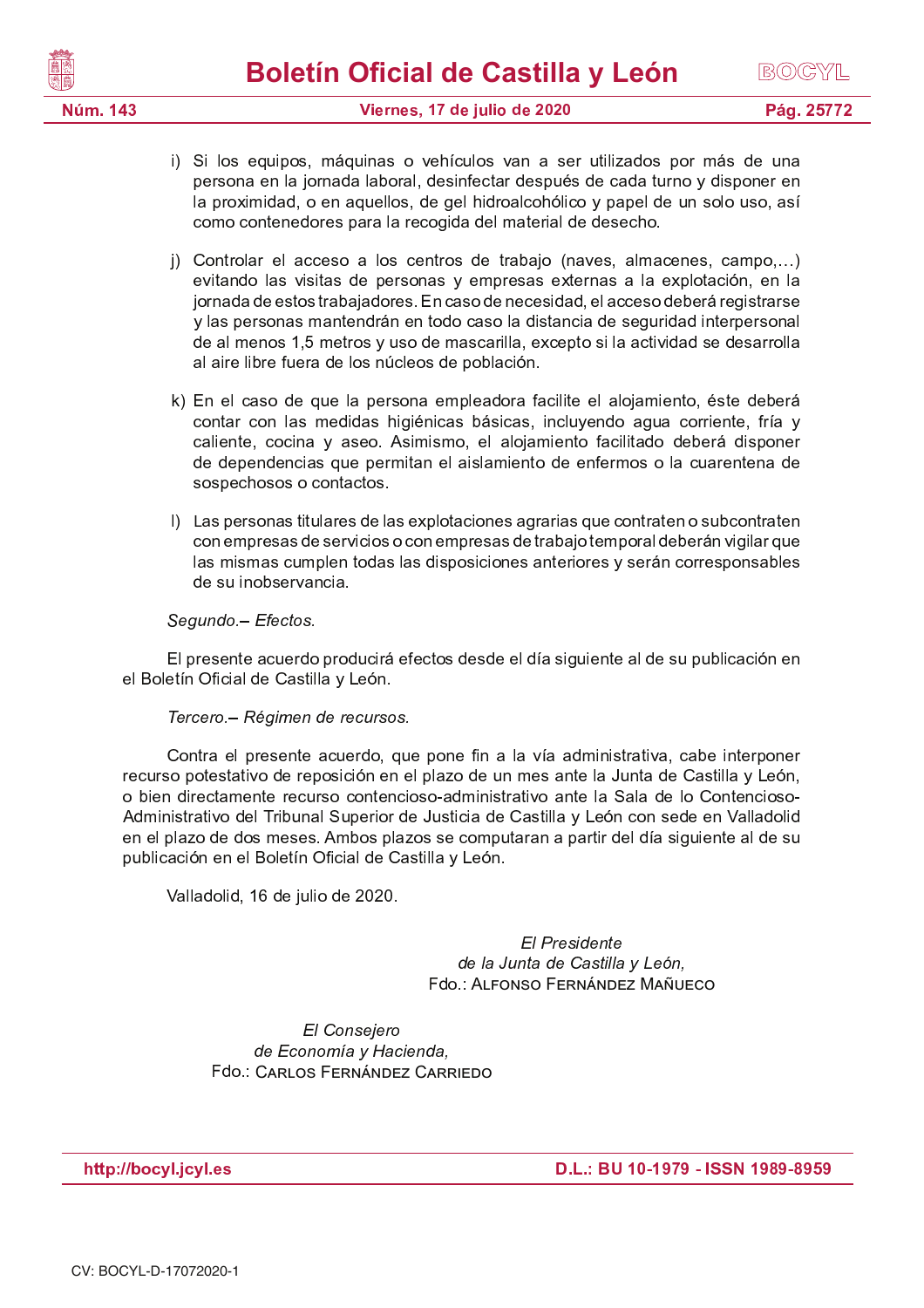i) Si los equipos, máquinas o vehículos van a ser utilizados por más de una persona en la jornada laboral, desinfectar después de cada turno y disponer en la proximidad, o en aquellos, de gel hidroalcohólico y papel de un solo uso, así como contenedores para la recogida del material de desecho.

j) Controlar el acceso a los centros de trabajo (naves, almacenes, campo,…) evitando las visitas de personas y empresas externas a la explotación, en la jornada de estos trabajadores. En caso de necesidad, el acceso deberá registrarse y las personas mantendrán en todo caso la distancia de seguridad interpersonal de al menos 1,5 metros y uso de mascarilla, excepto si la actividad se desarrolla al aire libre fuera de los núcleos de población.

k) En el caso de que la persona empleadora facilite el alojamiento, éste deberá contar con las medidas higiénicas básicas, incluyendo agua corriente, fría y caliente, cocina y aseo. Asimismo, el alojamiento facilitado deberá disponer de dependencias que permitan el aislamiento de enfermos o la cuarentena de sospechosos o contactos.

l) Las personas titulares de las explotaciones agrarias que contraten o subcontraten con empresas de servicios o con empresas de trabajo temporal deberán vigilar que las mismas cumplen todas las disposiciones anteriores y serán corresponsables de su inobservancia.

*Segundo.– Efectos.*

El presente acuerdo producirá efectos desde el día siguiente al de su publicación en el Boletín Oficial de Castilla y León.

*Tercero.– Régimen de recursos.*

Contra el presente acuerdo, que pone fin a la vía administrativa, cabe interponer recurso potestativo de reposición en el plazo de un mes ante la Junta de Castilla y León, o bien directamente recurso contencioso-administrativo ante la Sala de lo Contencioso-Administrativo del Tribunal Superior de Justicia de Castilla y León con sede en Valladolid en el plazo de dos meses. Ambos plazos se computaran a partir del día siguiente al de su publicación en el Boletín Oficial de Castilla y León.

Valladolid, 16 de julio de 2020.

*El Presidente*
*de la Junta de Castilla y León,*
Fdo.: Alfonso Fernández Mañueco

*El Consejero*
*de Economía y Hacienda,*
Fdo.: Carlos Fernández Carriedo